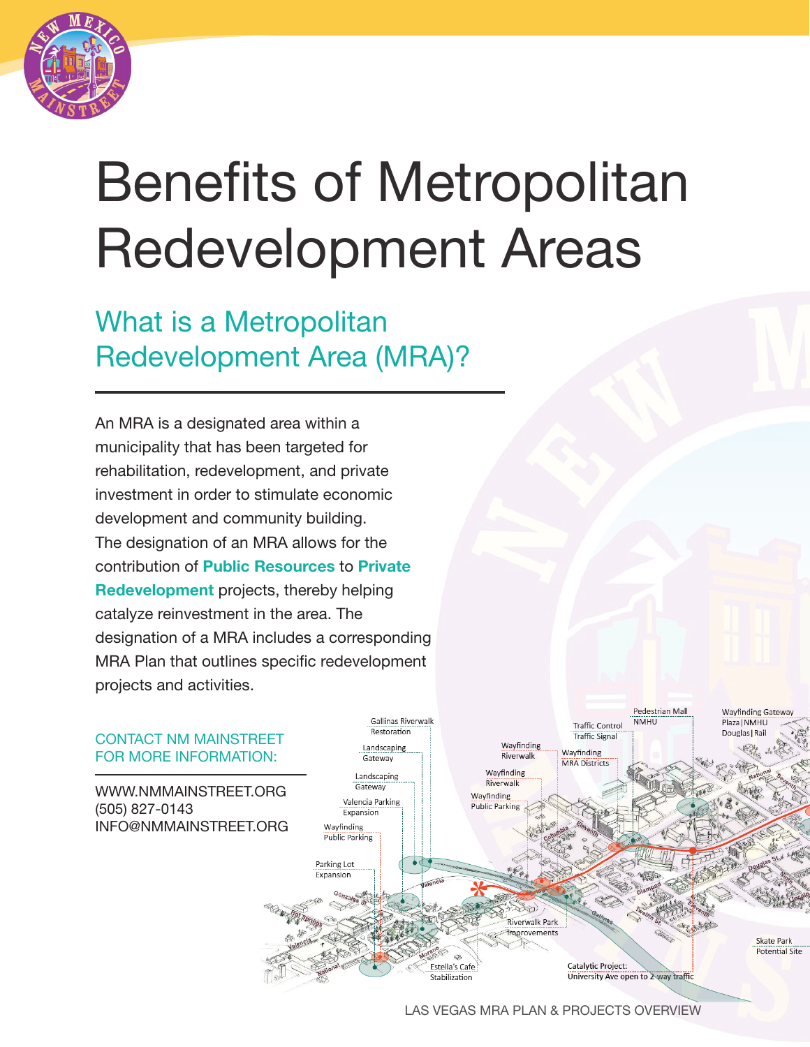# Benefits of Metropolitan Redevelopment Areas

## What is a Metropolitan Redevelopment Area (MRA)?

An MRA is a designated area within a municipality that has been targeted for rehabilitation, redevelopment, and private investment in order to stimulate economic development and community building. The designation of an MRA allows for the contribution of **Public Resources** to **Private Redevelopment** projects, thereby helping catalyze reinvestment in the area. The designation of a MRA includes a corresponding MRA Plan that outlines specific redevelopment projects and activities.

CONTACT NM MAINSTREET FOR MORE INFORMATION:

WWW.NMMAINSTREET.ORG
(505) 827-0143
INFO@NMMAINSTREET.ORG

LAS VEGAS MRA PLAN & PROJECTS OVERVIEW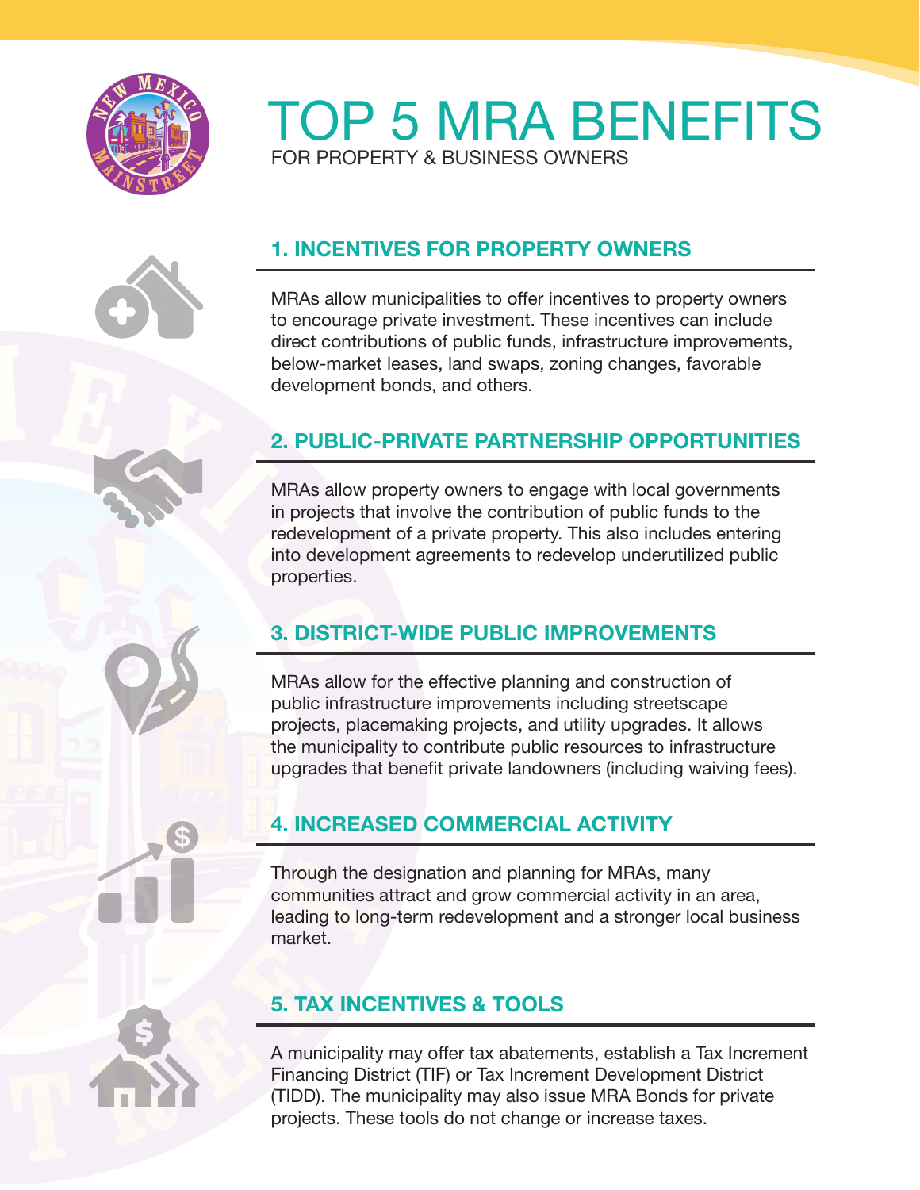# TOP 5 MRA BENEFITS

FOR PROPERTY & BUSINESS OWNERS

## 1. INCENTIVES FOR PROPERTY OWNERS

MRAs allow municipalities to offer incentives to property owners to encourage private investment. These incentives can include direct contributions of public funds, infrastructure improvements, below-market leases, land swaps, zoning changes, favorable development bonds, and others.

## 2. PUBLIC-PRIVATE PARTNERSHIP OPPORTUNITIES

MRAs allow property owners to engage with local governments in projects that involve the contribution of public funds to the redevelopment of a private property. This also includes entering into development agreements to redevelop underutilized public properties.

## 3. DISTRICT-WIDE PUBLIC IMPROVEMENTS

MRAs allow for the effective planning and construction of public infrastructure improvements including streetscape projects, placemaking projects, and utility upgrades. It allows the municipality to contribute public resources to infrastructure upgrades that benefit private landowners (including waiving fees).

## 4. INCREASED COMMERCIAL ACTIVITY

Through the designation and planning for MRAs, many communities attract and grow commercial activity in an area, leading to long-term redevelopment and a stronger local business market.

## 5. TAX INCENTIVES & TOOLS

A municipality may offer tax abatements, establish a Tax Increment Financing District (TIF) or Tax Increment Development District (TIDD). The municipality may also issue MRA Bonds for private projects. These tools do not change or increase taxes.